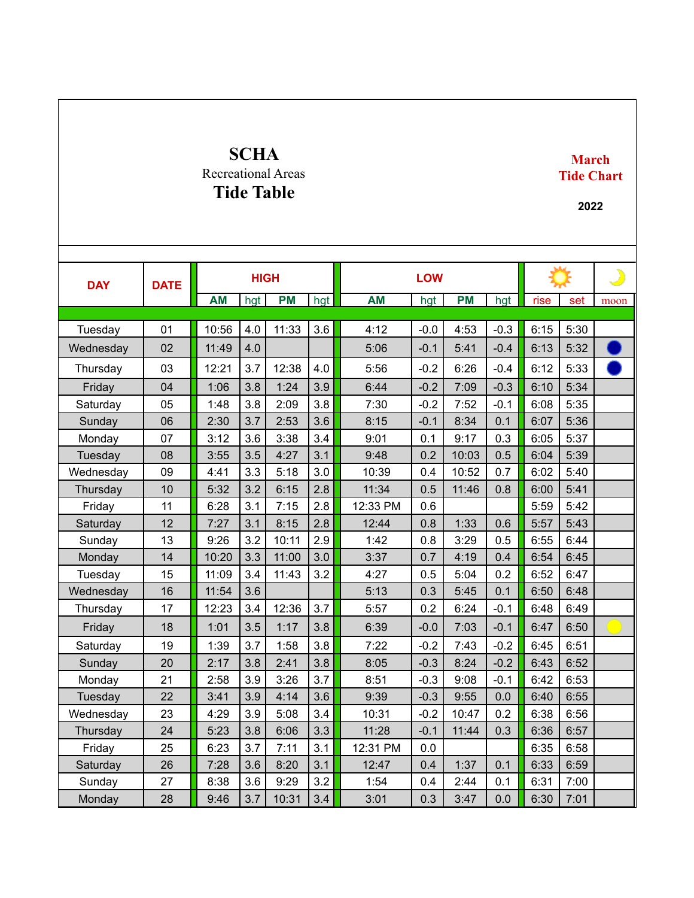# SCHA

Recreational Areas

## Tide Table

**March Tide Chart**

**2022**

| DAY | DATE | HIGH | | | | LOW | | | | ☀ | | ☽ |
|---|---|---|---|---|---|---|---|---|---|---|---|---|
| | | AM | hgt | PM | hgt | AM | hgt | PM | hgt | rise | set | moon |
| Tuesday | 01 | 10:56 | 4.0 | 11:33 | 3.6 | 4:12 | -0.0 | 4:53 | -0.3 | 6:15 | 5:30 | |
| Wednesday | 02 | 11:49 | 4.0 | | | 5:06 | -0.1 | 5:41 | -0.4 | 6:13 | 5:32 | ● |
| Thursday | 03 | 12:21 | 3.7 | 12:38 | 4.0 | 5:56 | -0.2 | 6:26 | -0.4 | 6:12 | 5:33 | ● |
| Friday | 04 | 1:06 | 3.8 | 1:24 | 3.9 | 6:44 | -0.2 | 7:09 | -0.3 | 6:10 | 5:34 | |
| Saturday | 05 | 1:48 | 3.8 | 2:09 | 3.8 | 7:30 | -0.2 | 7:52 | -0.1 | 6:08 | 5:35 | |
| Sunday | 06 | 2:30 | 3.7 | 2:53 | 3.6 | 8:15 | -0.1 | 8:34 | 0.1 | 6:07 | 5:36 | |
| Monday | 07 | 3:12 | 3.6 | 3:38 | 3.4 | 9:01 | 0.1 | 9:17 | 0.3 | 6:05 | 5:37 | |
| Tuesday | 08 | 3:55 | 3.5 | 4:27 | 3.1 | 9:48 | 0.2 | 10:03 | 0.5 | 6:04 | 5:39 | |
| Wednesday | 09 | 4:41 | 3.3 | 5:18 | 3.0 | 10:39 | 0.4 | 10:52 | 0.7 | 6:02 | 5:40 | |
| Thursday | 10 | 5:32 | 3.2 | 6:15 | 2.8 | 11:34 | 0.5 | 11:46 | 0.8 | 6:00 | 5:41 | |
| Friday | 11 | 6:28 | 3.1 | 7:15 | 2.8 | 12:33 PM | 0.6 | | | 5:59 | 5:42 | |
| Saturday | 12 | 7:27 | 3.1 | 8:15 | 2.8 | 12:44 | 0.8 | 1:33 | 0.6 | 5:57 | 5:43 | |
| Sunday | 13 | 9:26 | 3.2 | 10:11 | 2.9 | 1:42 | 0.8 | 3:29 | 0.5 | 6:55 | 6:44 | |
| Monday | 14 | 10:20 | 3.3 | 11:00 | 3.0 | 3:37 | 0.7 | 4:19 | 0.4 | 6:54 | 6:45 | |
| Tuesday | 15 | 11:09 | 3.4 | 11:43 | 3.2 | 4:27 | 0.5 | 5:04 | 0.2 | 6:52 | 6:47 | |
| Wednesday | 16 | 11:54 | 3.6 | | | 5:13 | 0.3 | 5:45 | 0.1 | 6:50 | 6:48 | |
| Thursday | 17 | 12:23 | 3.4 | 12:36 | 3.7 | 5:57 | 0.2 | 6:24 | -0.1 | 6:48 | 6:49 | |
| Friday | 18 | 1:01 | 3.5 | 1:17 | 3.8 | 6:39 | -0.0 | 7:03 | -0.1 | 6:47 | 6:50 | ○ |
| Saturday | 19 | 1:39 | 3.7 | 1:58 | 3.8 | 7:22 | -0.2 | 7:43 | -0.2 | 6:45 | 6:51 | |
| Sunday | 20 | 2:17 | 3.8 | 2:41 | 3.8 | 8:05 | -0.3 | 8:24 | -0.2 | 6:43 | 6:52 | |
| Monday | 21 | 2:58 | 3.9 | 3:26 | 3.7 | 8:51 | -0.3 | 9:08 | -0.1 | 6:42 | 6:53 | |
| Tuesday | 22 | 3:41 | 3.9 | 4:14 | 3.6 | 9:39 | -0.3 | 9:55 | 0.0 | 6:40 | 6:55 | |
| Wednesday | 23 | 4:29 | 3.9 | 5:08 | 3.4 | 10:31 | -0.2 | 10:47 | 0.2 | 6:38 | 6:56 | |
| Thursday | 24 | 5:23 | 3.8 | 6:06 | 3.3 | 11:28 | -0.1 | 11:44 | 0.3 | 6:36 | 6:57 | |
| Friday | 25 | 6:23 | 3.7 | 7:11 | 3.1 | 12:31 PM | 0.0 | | | 6:35 | 6:58 | |
| Saturday | 26 | 7:28 | 3.6 | 8:20 | 3.1 | 12:47 | 0.4 | 1:37 | 0.1 | 6:33 | 6:59 | |
| Sunday | 27 | 8:38 | 3.6 | 9:29 | 3.2 | 1:54 | 0.4 | 2:44 | 0.1 | 6:31 | 7:00 | |
| Monday | 28 | 9:46 | 3.7 | 10:31 | 3.4 | 3:01 | 0.3 | 3:47 | 0.0 | 6:30 | 7:01 | |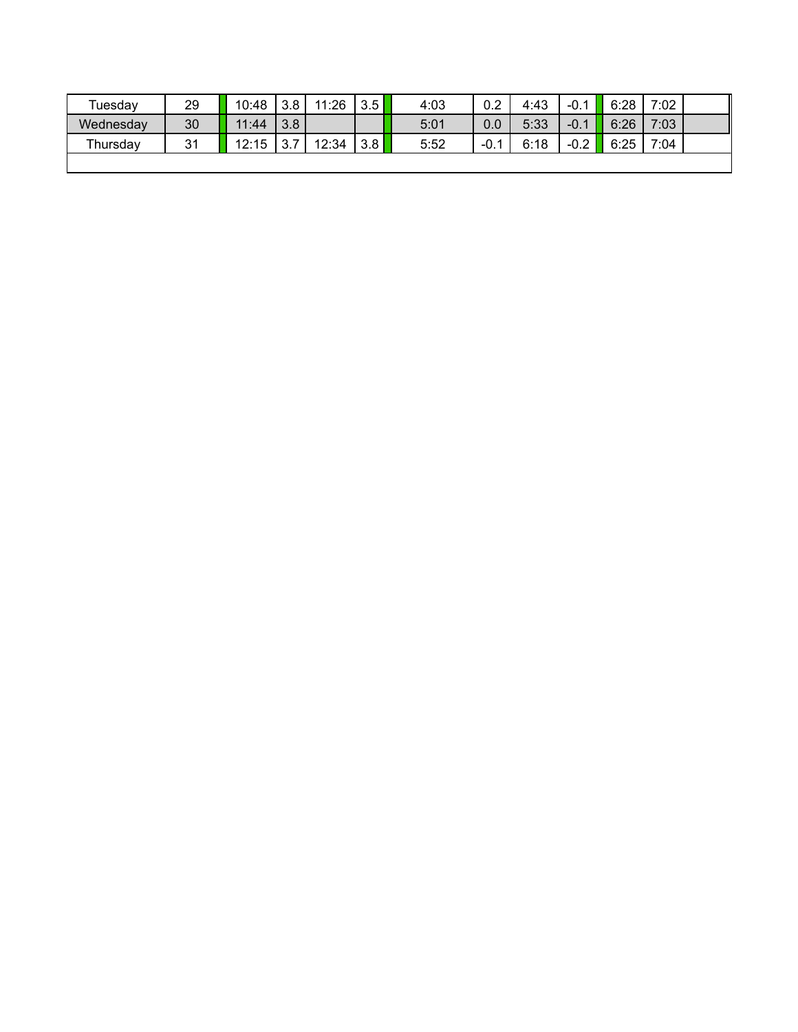| | | | | | | | | | | | | |
|---|---|---|---|---|---|---|---|---|---|---|---|---|
| Tuesday | 29 | 10:48 | 3.8 | 11:26 | 3.5 | 4:03 | 0.2 | 4:43 | -0.1 | 6:28 | 7:02 | |
| Wednesday | 30 | 11:44 | 3.8 | | | 5:01 | 0.0 | 5:33 | -0.1 | 6:26 | 7:03 | |
| Thursday | 31 | 12:15 | 3.7 | 12:34 | 3.8 | 5:52 | -0.1 | 6:18 | -0.2 | 6:25 | 7:04 | |